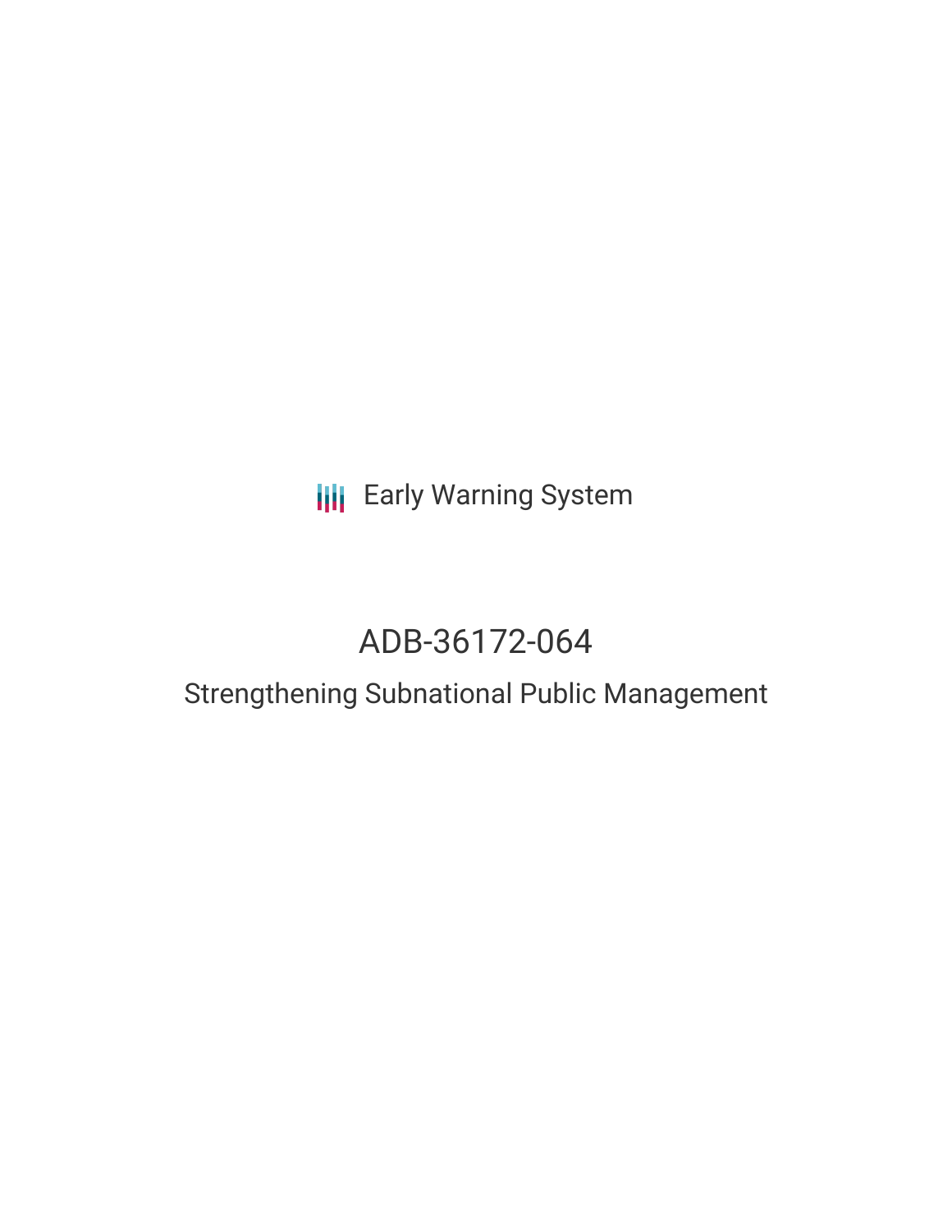Early Warning System

# ADB-36172-064

## Strengthening Subnational Public Management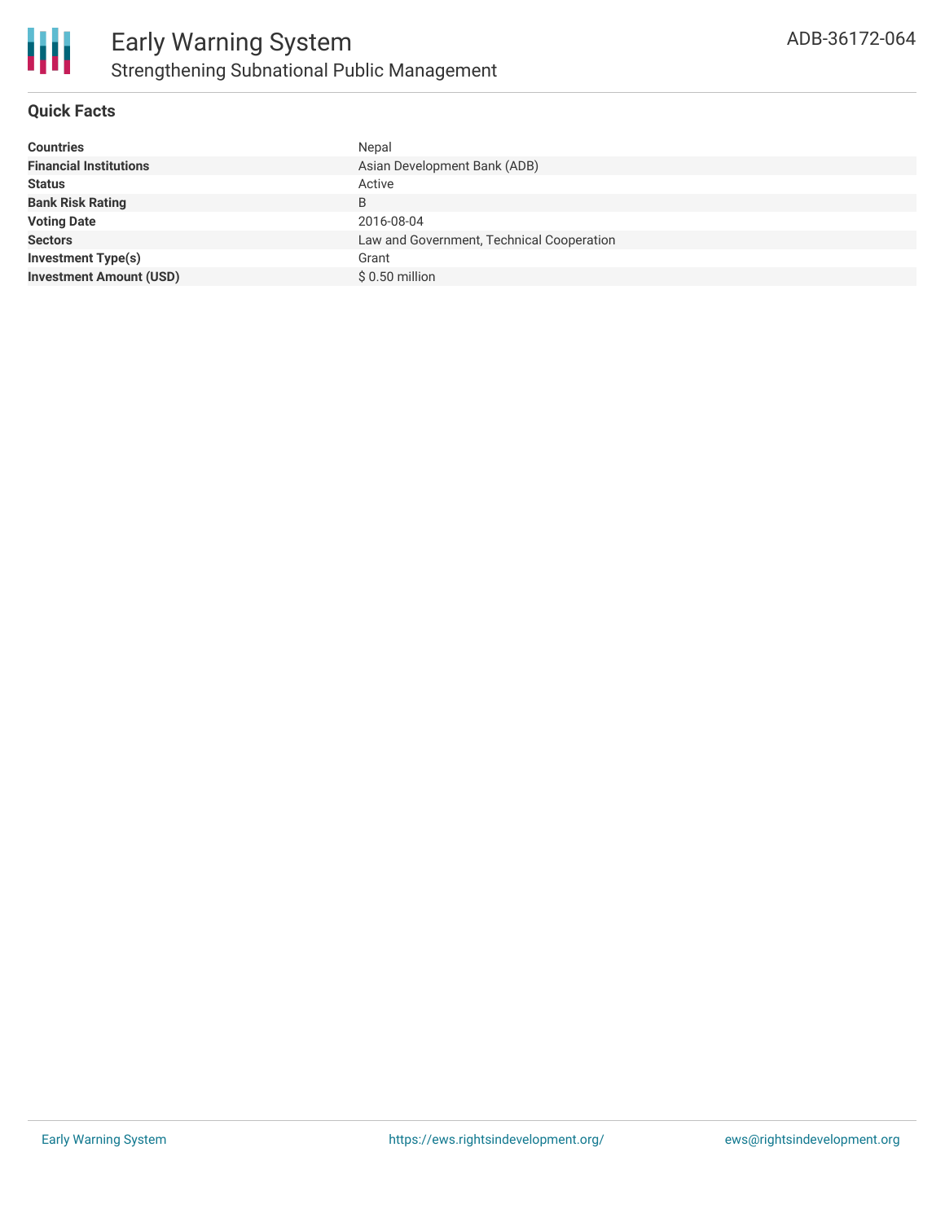# Early Warning System

## Strengthening Subnational Public Management

ADB-36172-064

### Quick Facts

| | |
|---|---|
| **Countries** | Nepal |
| **Financial Institutions** | Asian Development Bank (ADB) |
| **Status** | Active |
| **Bank Risk Rating** | B |
| **Voting Date** | 2016-08-04 |
| **Sectors** | Law and Government, Technical Cooperation |
| **Investment Type(s)** | Grant |
| **Investment Amount (USD)** | $ 0.50 million |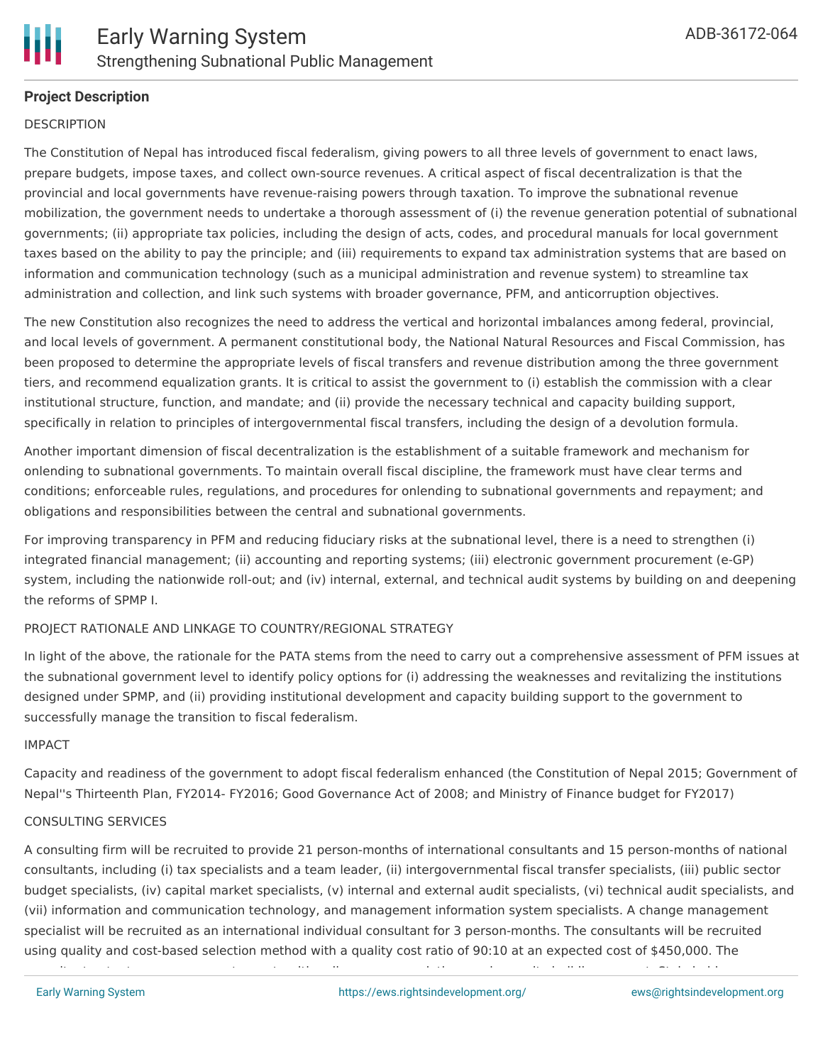## Project Description

DESCRIPTION

The Constitution of Nepal has introduced fiscal federalism, giving powers to all three levels of government to enact laws, prepare budgets, impose taxes, and collect own-source revenues. A critical aspect of fiscal decentralization is that the provincial and local governments have revenue-raising powers through taxation. To improve the subnational revenue mobilization, the government needs to undertake a thorough assessment of (i) the revenue generation potential of subnational governments; (ii) appropriate tax policies, including the design of acts, codes, and procedural manuals for local government taxes based on the ability to pay the principle; and (iii) requirements to expand tax administration systems that are based on information and communication technology (such as a municipal administration and revenue system) to streamline tax administration and collection, and link such systems with broader governance, PFM, and anticorruption objectives.

The new Constitution also recognizes the need to address the vertical and horizontal imbalances among federal, provincial, and local levels of government. A permanent constitutional body, the National Natural Resources and Fiscal Commission, has been proposed to determine the appropriate levels of fiscal transfers and revenue distribution among the three government tiers, and recommend equalization grants. It is critical to assist the government to (i) establish the commission with a clear institutional structure, function, and mandate; and (ii) provide the necessary technical and capacity building support, specifically in relation to principles of intergovernmental fiscal transfers, including the design of a devolution formula.

Another important dimension of fiscal decentralization is the establishment of a suitable framework and mechanism for onlending to subnational governments. To maintain overall fiscal discipline, the framework must have clear terms and conditions; enforceable rules, regulations, and procedures for onlending to subnational governments and repayment; and obligations and responsibilities between the central and subnational governments.

For improving transparency in PFM and reducing fiduciary risks at the subnational level, there is a need to strengthen (i) integrated financial management; (ii) accounting and reporting systems; (iii) electronic government procurement (e-GP) system, including the nationwide roll-out; and (iv) internal, external, and technical audit systems by building on and deepening the reforms of SPMP I.

PROJECT RATIONALE AND LINKAGE TO COUNTRY/REGIONAL STRATEGY

In light of the above, the rationale for the PATA stems from the need to carry out a comprehensive assessment of PFM issues at the subnational government level to identify policy options for (i) addressing the weaknesses and revitalizing the institutions designed under SPMP, and (ii) providing institutional development and capacity building support to the government to successfully manage the transition to fiscal federalism.

IMPACT

Capacity and readiness of the government to adopt fiscal federalism enhanced (the Constitution of Nepal 2015; Government of Nepal''s Thirteenth Plan, FY2014- FY2016; Good Governance Act of 2008; and Ministry of Finance budget for FY2017)

CONSULTING SERVICES

A consulting firm will be recruited to provide 21 person-months of international consultants and 15 person-months of national consultants, including (i) tax specialists and a team leader, (ii) intergovernmental fiscal transfer specialists, (iii) public sector budget specialists, (iv) capital market specialists, (v) internal and external audit specialists, (vi) technical audit specialists, and (vii) information and communication technology, and management information system specialists. A change management specialist will be recruited as an international individual consultant for 3 person-months. The consultants will be recruited using quality and cost-based selection method with a quality cost ratio of 90:10 at an expected cost of $450,000. The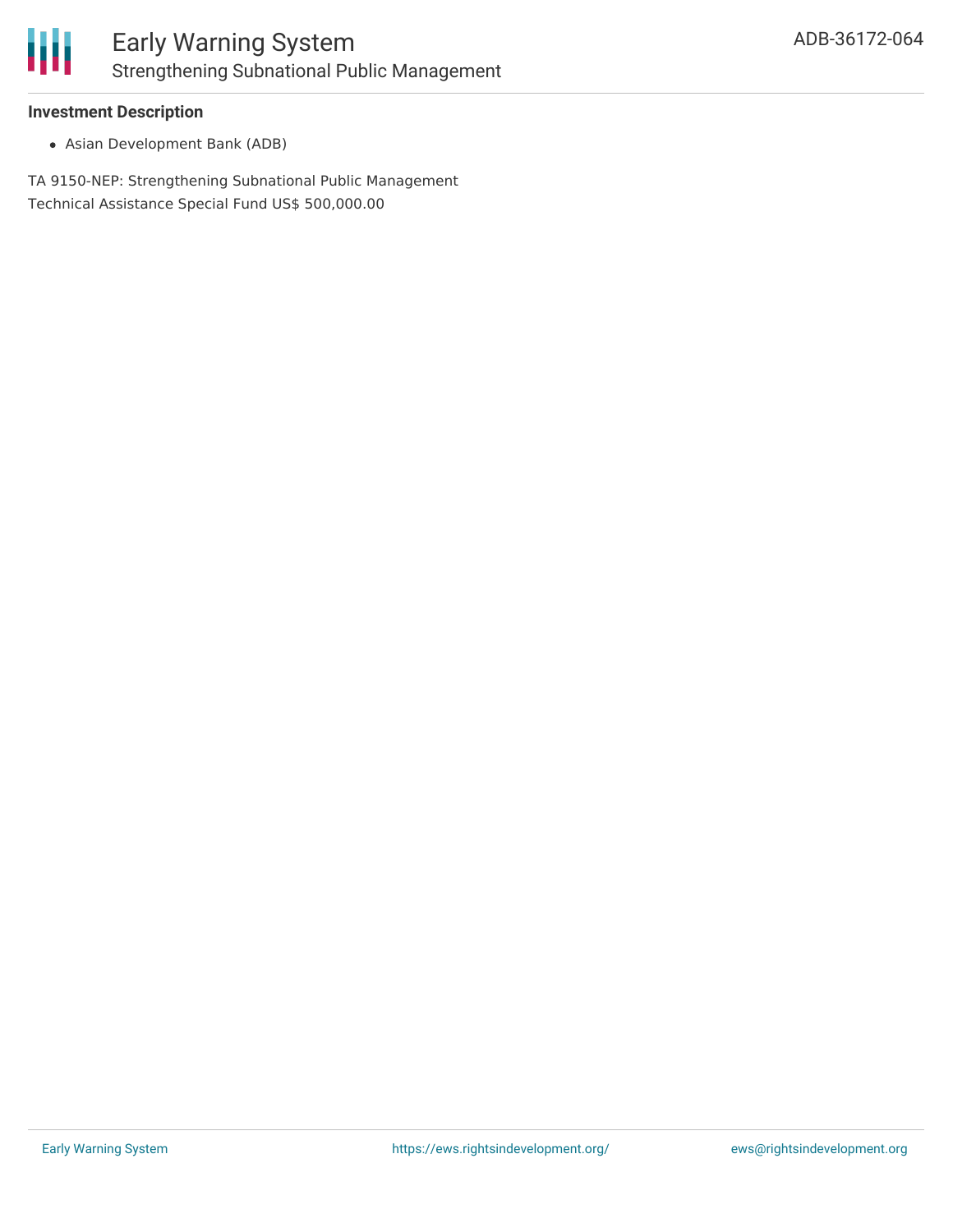### Investment Description

- Asian Development Bank (ADB)

TA 9150-NEP: Strengthening Subnational Public Management
Technical Assistance Special Fund US$ 500,000.00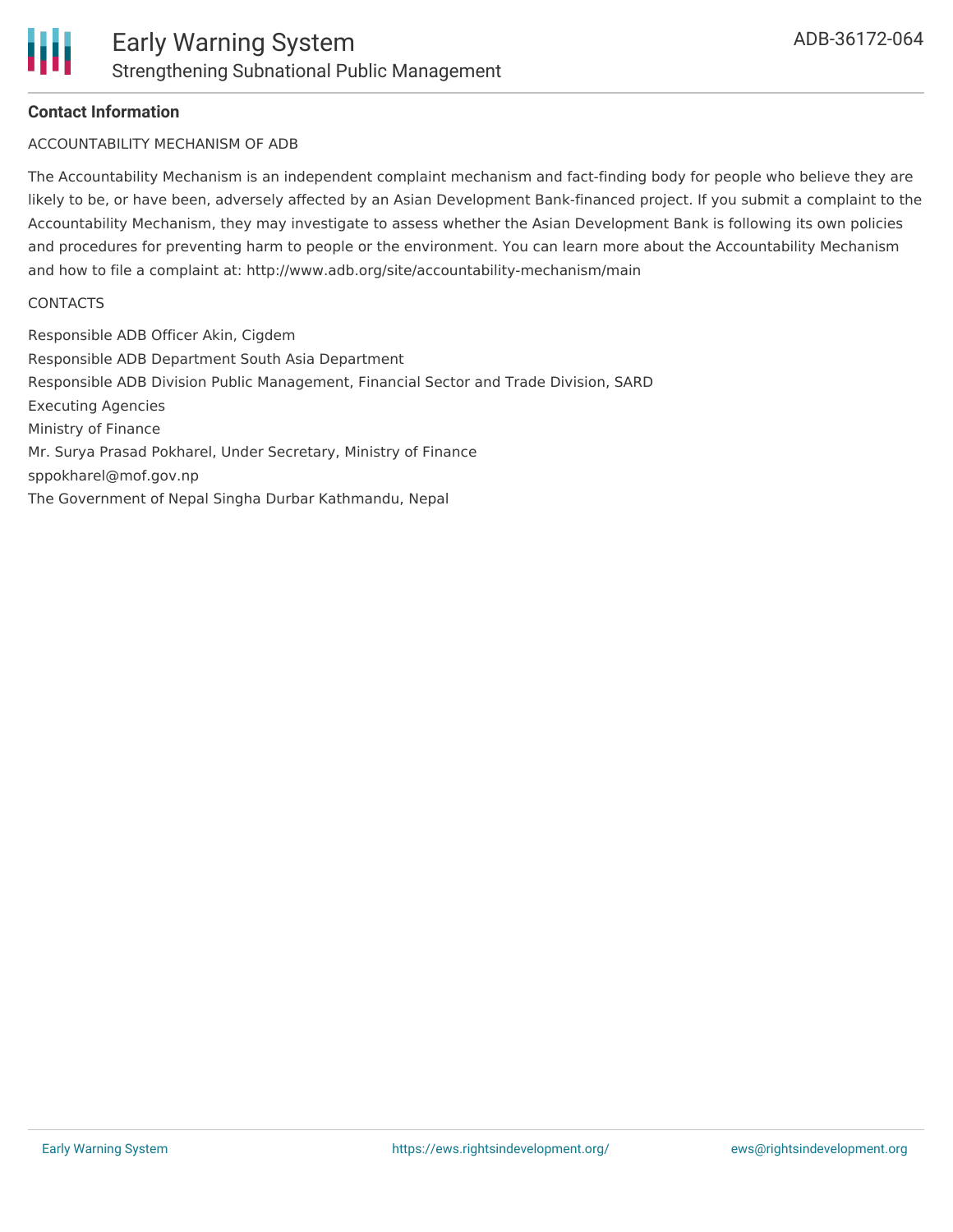**Contact Information**

ACCOUNTABILITY MECHANISM OF ADB

The Accountability Mechanism is an independent complaint mechanism and fact-finding body for people who believe they are likely to be, or have been, adversely affected by an Asian Development Bank-financed project. If you submit a complaint to the Accountability Mechanism, they may investigate to assess whether the Asian Development Bank is following its own policies and procedures for preventing harm to people or the environment. You can learn more about the Accountability Mechanism and how to file a complaint at: http://www.adb.org/site/accountability-mechanism/main

CONTACTS

Responsible ADB Officer Akin, Cigdem
Responsible ADB Department South Asia Department
Responsible ADB Division Public Management, Financial Sector and Trade Division, SARD
Executing Agencies
Ministry of Finance
Mr. Surya Prasad Pokharel, Under Secretary, Ministry of Finance
sppokharel@mof.gov.np
The Government of Nepal Singha Durbar Kathmandu, Nepal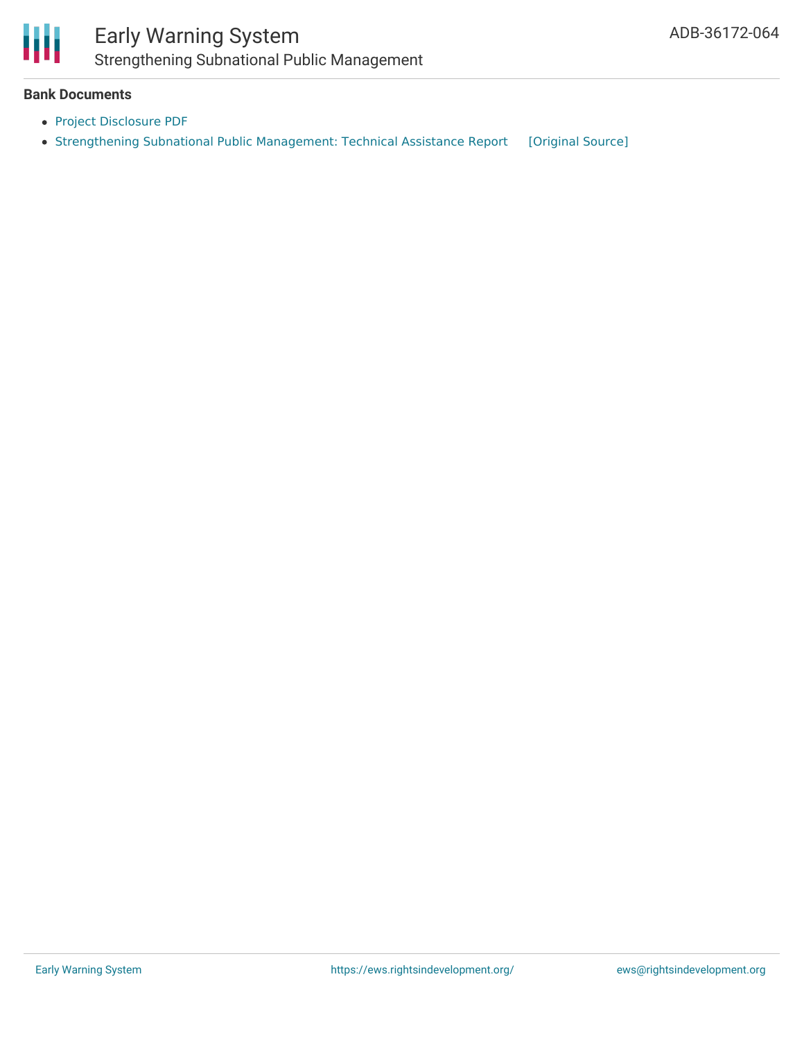## Bank Documents

- Project Disclosure PDF
- Strengthening Subnational Public Management: Technical Assistance Report [Original Source]